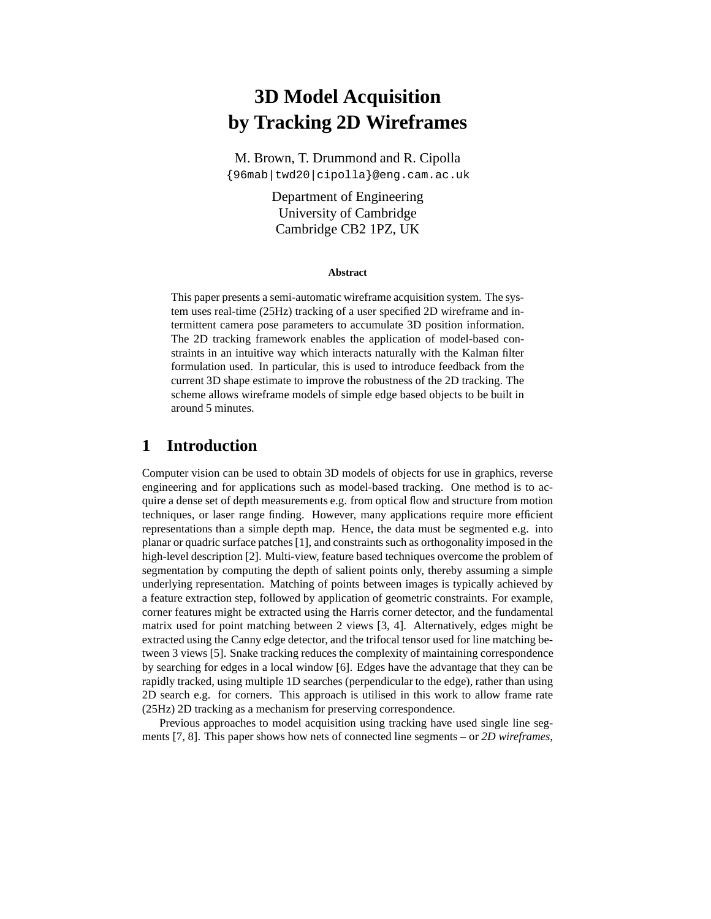# 3D Model Acquisition by Tracking 2D Wireframes

M. Brown, T. Drummond and R. Cipolla
{96mab|twd20|cipolla}@eng.cam.ac.uk

Department of Engineering
University of Cambridge
Cambridge CB2 1PZ, UK

**Abstract**

This paper presents a semi-automatic wireframe acquisition system. The system uses real-time (25Hz) tracking of a user specified 2D wireframe and intermittent camera pose parameters to accumulate 3D position information. The 2D tracking framework enables the application of model-based constraints in an intuitive way which interacts naturally with the Kalman filter formulation used. In particular, this is used to introduce feedback from the current 3D shape estimate to improve the robustness of the 2D tracking. The scheme allows wireframe models of simple edge based objects to be built in around 5 minutes.

## 1 Introduction

Computer vision can be used to obtain 3D models of objects for use in graphics, reverse engineering and for applications such as model-based tracking. One method is to acquire a dense set of depth measurements e.g. from optical flow and structure from motion techniques, or laser range finding. However, many applications require more efficient representations than a simple depth map. Hence, the data must be segmented e.g. into planar or quadric surface patches [1], and constraints such as orthogonality imposed in the high-level description [2]. Multi-view, feature based techniques overcome the problem of segmentation by computing the depth of salient points only, thereby assuming a simple underlying representation. Matching of points between images is typically achieved by a feature extraction step, followed by application of geometric constraints. For example, corner features might be extracted using the Harris corner detector, and the fundamental matrix used for point matching between 2 views [3, 4]. Alternatively, edges might be extracted using the Canny edge detector, and the trifocal tensor used for line matching between 3 views [5]. Snake tracking reduces the complexity of maintaining correspondence by searching for edges in a local window [6]. Edges have the advantage that they can be rapidly tracked, using multiple 1D searches (perpendicular to the edge), rather than using 2D search e.g. for corners. This approach is utilised in this work to allow frame rate (25Hz) 2D tracking as a mechanism for preserving correspondence.

Previous approaches to model acquisition using tracking have used single line segments [7, 8]. This paper shows how nets of connected line segments – or *2D wireframes*,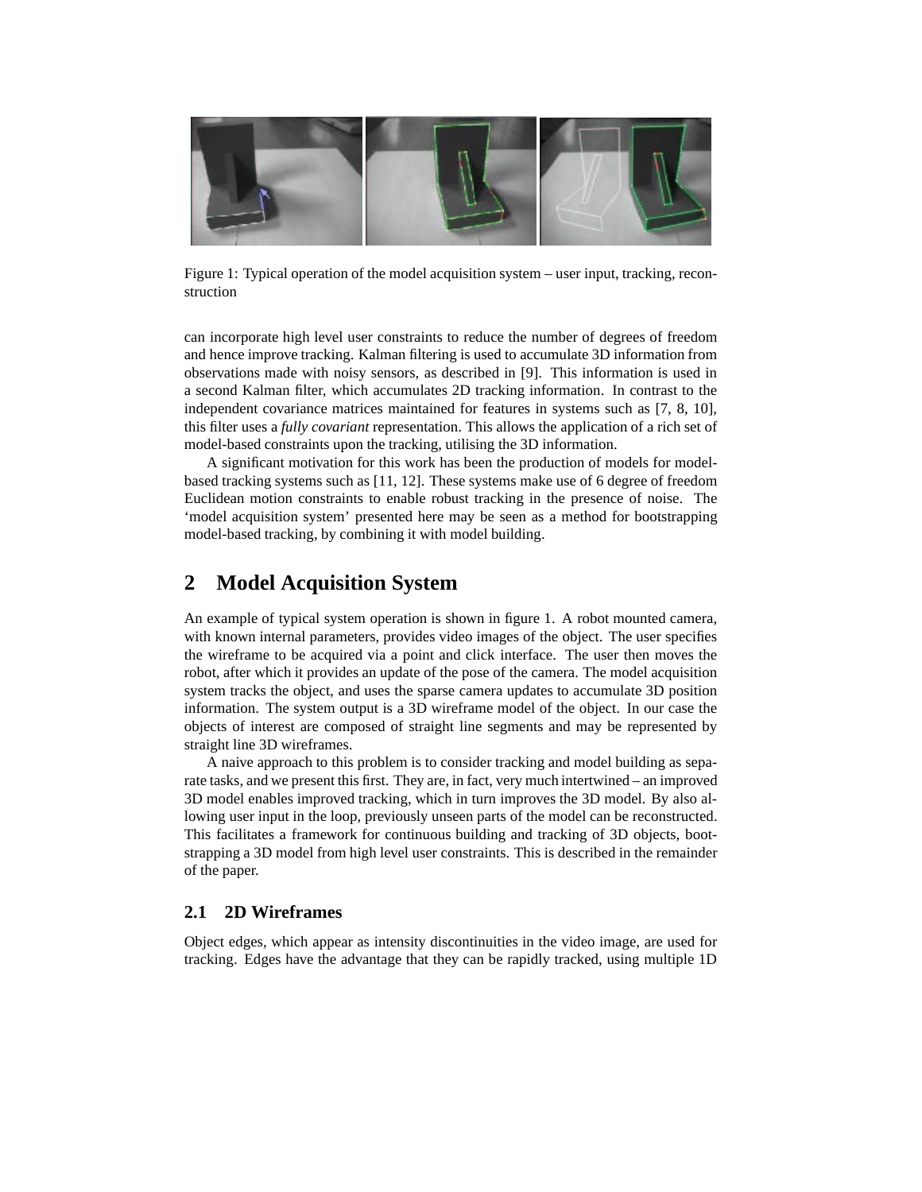Figure 1: Typical operation of the model acquisition system – user input, tracking, reconstruction

can incorporate high level user constraints to reduce the number of degrees of freedom and hence improve tracking. Kalman filtering is used to accumulate 3D information from observations made with noisy sensors, as described in [9]. This information is used in a second Kalman filter, which accumulates 2D tracking information. In contrast to the independent covariance matrices maintained for features in systems such as [7, 8, 10], this filter uses a *fully covariant* representation. This allows the application of a rich set of model-based constraints upon the tracking, utilising the 3D information.

A significant motivation for this work has been the production of models for model-based tracking systems such as [11, 12]. These systems make use of 6 degree of freedom Euclidean motion constraints to enable robust tracking in the presence of noise. The 'model acquisition system' presented here may be seen as a method for bootstrapping model-based tracking, by combining it with model building.

## 2 Model Acquisition System

An example of typical system operation is shown in figure 1. A robot mounted camera, with known internal parameters, provides video images of the object. The user specifies the wireframe to be acquired via a point and click interface. The user then moves the robot, after which it provides an update of the pose of the camera. The model acquisition system tracks the object, and uses the sparse camera updates to accumulate 3D position information. The system output is a 3D wireframe model of the object. In our case the objects of interest are composed of straight line segments and may be represented by straight line 3D wireframes.

A naive approach to this problem is to consider tracking and model building as separate tasks, and we present this first. They are, in fact, very much intertwined – an improved 3D model enables improved tracking, which in turn improves the 3D model. By also allowing user input in the loop, previously unseen parts of the model can be reconstructed. This facilitates a framework for continuous building and tracking of 3D objects, bootstrapping a 3D model from high level user constraints. This is described in the remainder of the paper.

### 2.1 2D Wireframes

Object edges, which appear as intensity discontinuities in the video image, are used for tracking. Edges have the advantage that they can be rapidly tracked, using multiple 1D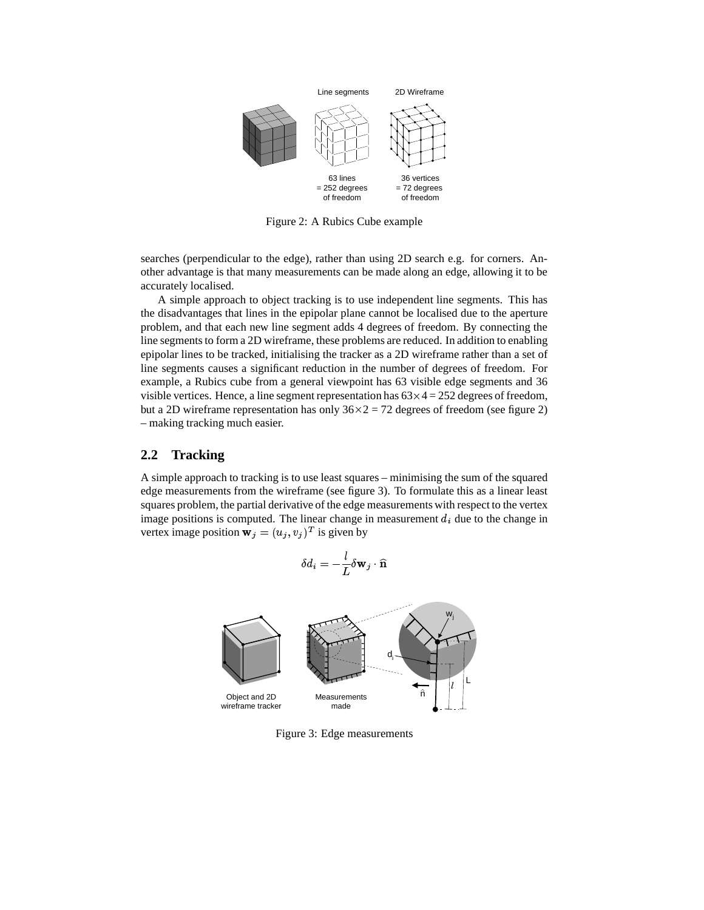Line segments

2D Wireframe

63 lines
= 252 degrees
of freedom

36 vertices
= 72 degrees
of freedom

Figure 2: A Rubics Cube example

searches (perpendicular to the edge), rather than using 2D search e.g. for corners. Another advantage is that many measurements can be made along an edge, allowing it to be accurately localised.

A simple approach to object tracking is to use independent line segments. This has the disadvantages that lines in the epipolar plane cannot be localised due to the aperture problem, and that each new line segment adds 4 degrees of freedom. By connecting the line segments to form a 2D wireframe, these problems are reduced. In addition to enabling epipolar lines to be tracked, initialising the tracker as a 2D wireframe rather than a set of line segments causes a significant reduction in the number of degrees of freedom. For example, a Rubics cube from a general viewpoint has 63 visible edge segments and 36 visible vertices. Hence, a line segment representation has $63 \times 4 = 252$ degrees of freedom, but a 2D wireframe representation has only $36 \times 2 = 72$ degrees of freedom (see figure 2) – making tracking much easier.

## 2.2 Tracking

A simple approach to tracking is to use least squares – minimising the sum of the squared edge measurements from the wireframe (see figure 3). To formulate this as a linear least squares problem, the partial derivative of the edge measurements with respect to the vertex image positions is computed. The linear change in measurement $d_i$ due to the change in vertex image position $\mathbf{w}_j = (u_j, v_j)^T$ is given by

$$\delta d_i = -\frac{l}{L} \delta \mathbf{w}_j \cdot \widehat{\mathbf{n}}$$

Object and 2D wireframe tracker

Measurements made

Figure 3: Edge measurements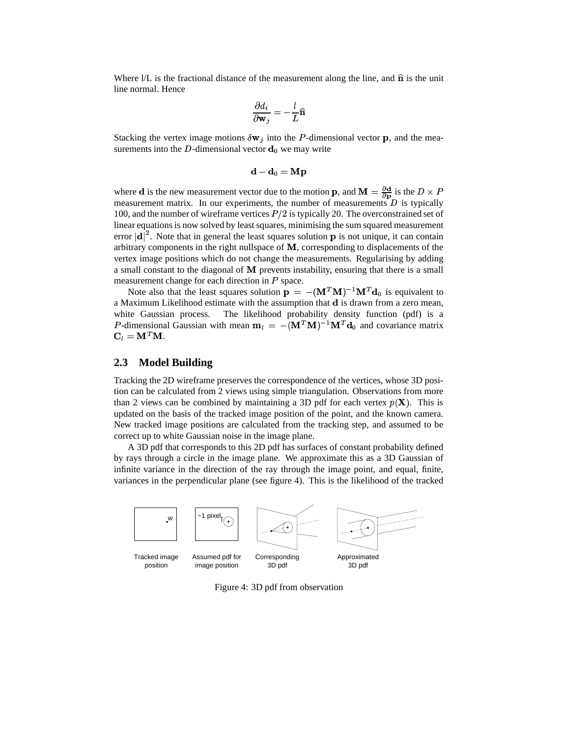Where l/L is the fractional distance of the measurement along the line, and $\hat{\mathbf{n}}$ is the unit line normal. Hence

$$\frac{\partial d_i}{\partial \mathbf{w}_j} = -\frac{l}{L}\hat{\mathbf{n}}$$

Stacking the vertex image motions $\delta \mathbf{w}_j$ into the $P$-dimensional vector $\mathbf{p}$, and the measurements into the $D$-dimensional vector $\mathbf{d}_0$ we may write

$$\mathbf{d} - \mathbf{d}_0 = \mathbf{M}\mathbf{p}$$

where $\mathbf{d}$ is the new measurement vector due to the motion $\mathbf{p}$, and $\mathbf{M} = \frac{\partial \mathbf{d}}{\partial \mathbf{p}}$ is the $D \times P$ measurement matrix. In our experiments, the number of measurements $D$ is typically 100, and the number of wireframe vertices $P/2$ is typically 20. The overconstrained set of linear equations is now solved by least squares, minimising the sum squared measurement error $|\mathbf{d}|^2$. Note that in general the least squares solution $\mathbf{p}$ is not unique, it can contain arbitrary components in the right nullspace of $\mathbf{M}$, corresponding to displacements of the vertex image positions which do not change the measurements. Regularising by adding a small constant to the diagonal of $\mathbf{M}$ prevents instability, ensuring that there is a small measurement change for each direction in $P$ space.

Note also that the least squares solution $\mathbf{p} = -(\mathbf{M}^T\mathbf{M})^{-1}\mathbf{M}^T\mathbf{d}_0$ is equivalent to a Maximum Likelihood estimate with the assumption that $\mathbf{d}$ is drawn from a zero mean, white Gaussian process. The likelihood probability density function (pdf) is a $P$-dimensional Gaussian with mean $\mathbf{m}_l = -(\mathbf{M}^T\mathbf{M})^{-1}\mathbf{M}^T\mathbf{d}_0$ and covariance matrix $\mathbf{C}_l = \mathbf{M}^T\mathbf{M}$.

## 2.3 Model Building

Tracking the 2D wireframe preserves the correspondence of the vertices, whose 3D position can be calculated from 2 views using simple triangulation. Observations from more than 2 views can be combined by maintaining a 3D pdf for each vertex $p(\mathbf{X})$. This is updated on the basis of the tracked image position of the point, and the known camera. New tracked image positions are calculated from the tracking step, and assumed to be correct up to white Gaussian noise in the image plane.

A 3D pdf that corresponds to this 2D pdf has surfaces of constant probability defined by rays through a circle in the image plane. We approximate this as a 3D Gaussian of infinite variance in the direction of the ray through the image point, and equal, finite, variances in the perpendicular plane (see figure 4). This is the likelihood of the tracked

Tracked image position — Assumed pdf for image position — Corresponding 3D pdf — Approximated 3D pdf

Figure 4: 3D pdf from observation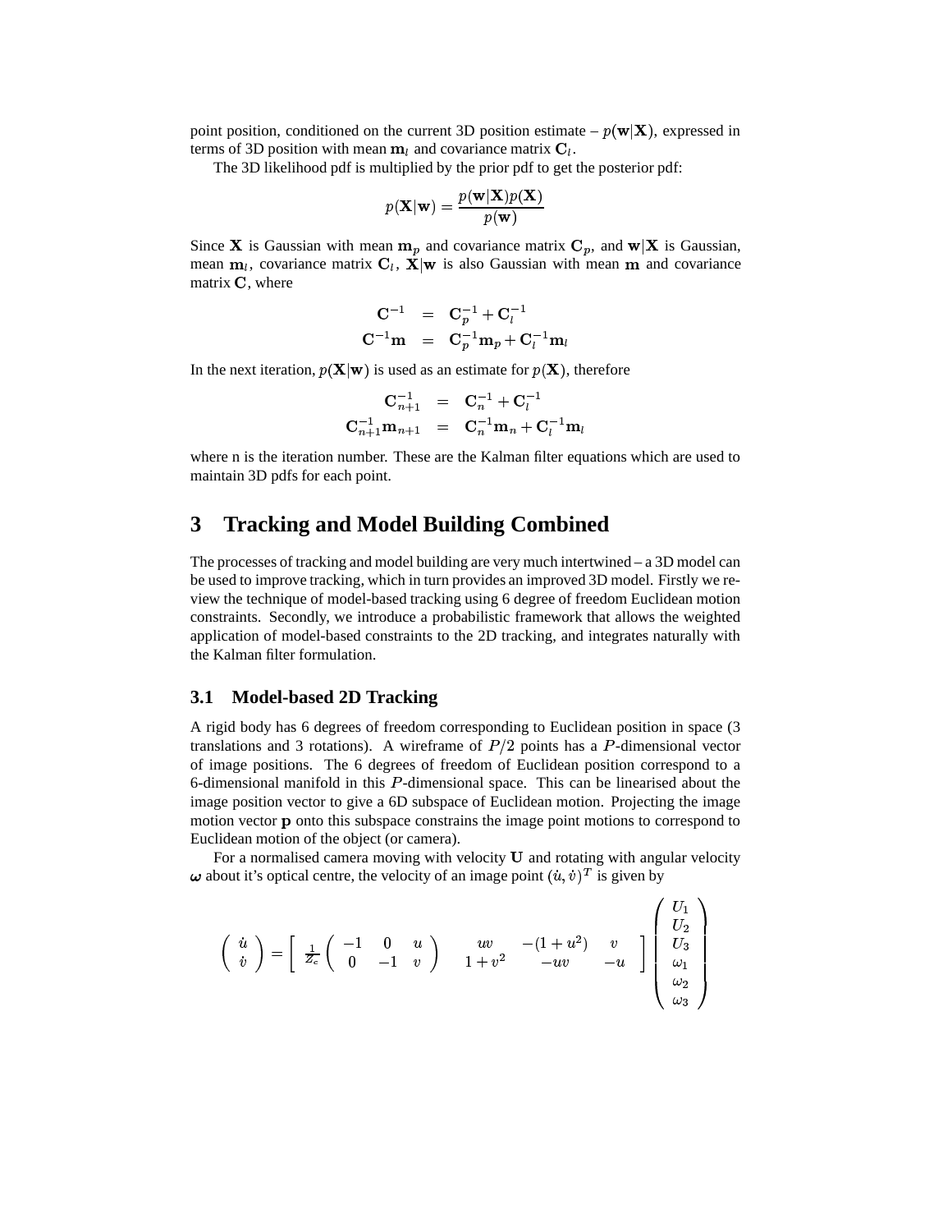point position, conditioned on the current 3D position estimate – $p(\mathbf{w}|\mathbf{X})$, expressed in terms of 3D position with mean $\mathbf{m}_l$ and covariance matrix $\mathbf{C}_l$.

The 3D likelihood pdf is multiplied by the prior pdf to get the posterior pdf:

$$p(\mathbf{X}|\mathbf{w}) = \frac{p(\mathbf{w}|\mathbf{X})p(\mathbf{X})}{p(\mathbf{w})}$$

Since $\mathbf{X}$ is Gaussian with mean $\mathbf{m}_p$ and covariance matrix $\mathbf{C}_p$, and $\mathbf{w}|\mathbf{X}$ is Gaussian, mean $\mathbf{m}_l$, covariance matrix $\mathbf{C}_l$, $\mathbf{X}|\mathbf{w}$ is also Gaussian with mean $\mathbf{m}$ and covariance matrix $\mathbf{C}$, where

$$\begin{aligned} \mathbf{C}^{-1} &= \mathbf{C}_p^{-1} + \mathbf{C}_l^{-1} \\ \mathbf{C}^{-1}\mathbf{m} &= \mathbf{C}_p^{-1}\mathbf{m}_p + \mathbf{C}_l^{-1}\mathbf{m}_l \end{aligned}$$

In the next iteration, $p(\mathbf{X}|\mathbf{w})$ is used as an estimate for $p(\mathbf{X})$, therefore

$$\begin{aligned} \mathbf{C}_{n+1}^{-1} &= \mathbf{C}_n^{-1} + \mathbf{C}_l^{-1} \\ \mathbf{C}_{n+1}^{-1}\mathbf{m}_{n+1} &= \mathbf{C}_n^{-1}\mathbf{m}_n + \mathbf{C}_l^{-1}\mathbf{m}_l \end{aligned}$$

where n is the iteration number. These are the Kalman filter equations which are used to maintain 3D pdfs for each point.

# 3 Tracking and Model Building Combined

The processes of tracking and model building are very much intertwined – a 3D model can be used to improve tracking, which in turn provides an improved 3D model. Firstly we review the technique of model-based tracking using 6 degree of freedom Euclidean motion constraints. Secondly, we introduce a probabilistic framework that allows the weighted application of model-based constraints to the 2D tracking, and integrates naturally with the Kalman filter formulation.

## 3.1 Model-based 2D Tracking

A rigid body has 6 degrees of freedom corresponding to Euclidean position in space (3 translations and 3 rotations). A wireframe of $P/2$ points has a $P$-dimensional vector of image positions. The 6 degrees of freedom of Euclidean position correspond to a 6-dimensional manifold in this $P$-dimensional space. This can be linearised about the image position vector to give a 6D subspace of Euclidean motion. Projecting the image motion vector $\mathbf{p}$ onto this subspace constrains the image point motions to correspond to Euclidean motion of the object (or camera).

For a normalised camera moving with velocity $\mathbf{U}$ and rotating with angular velocity $\boldsymbol{\omega}$ about it's optical centre, the velocity of an image point $(\dot{u}, \dot{v})^T$ is given by

$$\begin{pmatrix} \dot{u} \\ \dot{v} \end{pmatrix} = \begin{bmatrix} \frac{1}{Z_c}\begin{pmatrix} -1 & 0 & u \\ 0 & -1 & v \end{pmatrix} & \begin{matrix} uv & -(1+u^2) & v \\ 1+v^2 & -uv & -u \end{matrix} \end{bmatrix} \begin{pmatrix} U_1 \\ U_2 \\ U_3 \\ \omega_1 \\ \omega_2 \\ \omega_3 \end{pmatrix}$$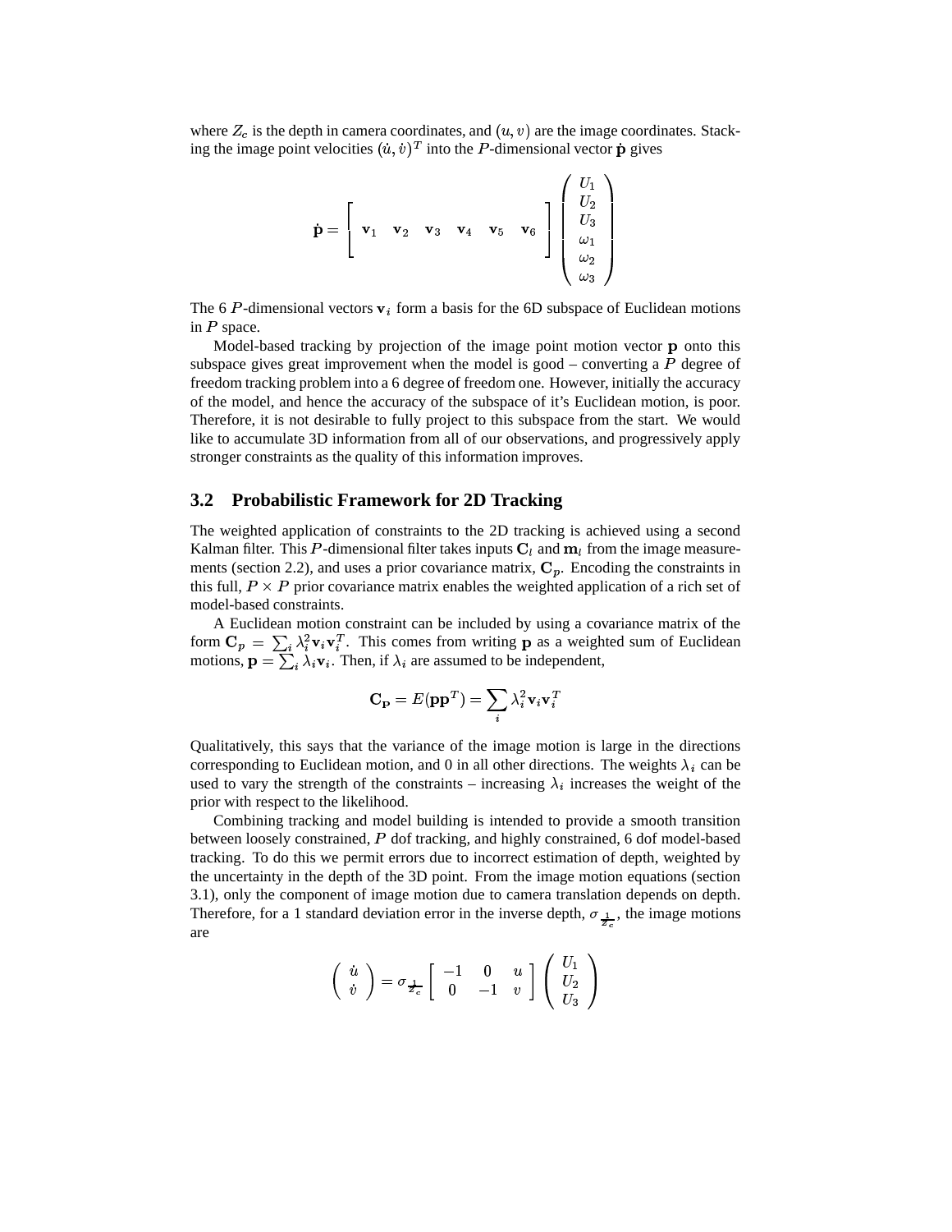where $Z_c$ is the depth in camera coordinates, and $(u, v)$ are the image coordinates. Stacking the image point velocities $(\dot{u}, \dot{v})^T$ into the $P$-dimensional vector $\dot{\mathbf{p}}$ gives

$$\dot{\mathbf{p}} = \begin{bmatrix} \mathbf{v}_1 & \mathbf{v}_2 & \mathbf{v}_3 & \mathbf{v}_4 & \mathbf{v}_5 & \mathbf{v}_6 \end{bmatrix} \begin{pmatrix} U_1 \\ U_2 \\ U_3 \\ \omega_1 \\ \omega_2 \\ \omega_3 \end{pmatrix}$$

The 6 $P$-dimensional vectors $\mathbf{v}_i$ form a basis for the 6D subspace of Euclidean motions in $P$ space.

Model-based tracking by projection of the image point motion vector $\mathbf{p}$ onto this subspace gives great improvement when the model is good – converting a $P$ degree of freedom tracking problem into a 6 degree of freedom one. However, initially the accuracy of the model, and hence the accuracy of the subspace of it's Euclidean motion, is poor. Therefore, it is not desirable to fully project to this subspace from the start. We would like to accumulate 3D information from all of our observations, and progressively apply stronger constraints as the quality of this information improves.

## 3.2 Probabilistic Framework for 2D Tracking

The weighted application of constraints to the 2D tracking is achieved using a second Kalman filter. This $P$-dimensional filter takes inputs $\mathbf{C}_l$ and $\mathbf{m}_l$ from the image measurements (section 2.2), and uses a prior covariance matrix, $\mathbf{C}_p$. Encoding the constraints in this full, $P \times P$ prior covariance matrix enables the weighted application of a rich set of model-based constraints.

A Euclidean motion constraint can be included by using a covariance matrix of the form $\mathbf{C}_p = \sum_i \lambda_i^2 \mathbf{v}_i \mathbf{v}_i^T$. This comes from writing $\mathbf{p}$ as a weighted sum of Euclidean motions, $\mathbf{p} = \sum_i \lambda_i \mathbf{v}_i$. Then, if $\lambda_i$ are assumed to be independent,

$$\mathbf{C}_\mathbf{P} = E(\mathbf{p}\mathbf{p}^T) = \sum_i \lambda_i^2 \mathbf{v}_i \mathbf{v}_i^T$$

Qualitatively, this says that the variance of the image motion is large in the directions corresponding to Euclidean motion, and 0 in all other directions. The weights $\lambda_i$ can be used to vary the strength of the constraints – increasing $\lambda_i$ increases the weight of the prior with respect to the likelihood.

Combining tracking and model building is intended to provide a smooth transition between loosely constrained, $P$ dof tracking, and highly constrained, 6 dof model-based tracking. To do this we permit errors due to incorrect estimation of depth, weighted by the uncertainty in the depth of the 3D point. From the image motion equations (section 3.1), only the component of image motion due to camera translation depends on depth. Therefore, for a 1 standard deviation error in the inverse depth, $\sigma_{\frac{1}{Z_c}}$, the image motions are

$$\begin{pmatrix} \dot{u} \\ \dot{v} \end{pmatrix} = \sigma_{\frac{1}{Z_c}} \begin{bmatrix} -1 & 0 & u \\ 0 & -1 & v \end{bmatrix} \begin{pmatrix} U_1 \\ U_2 \\ U_3 \end{pmatrix}$$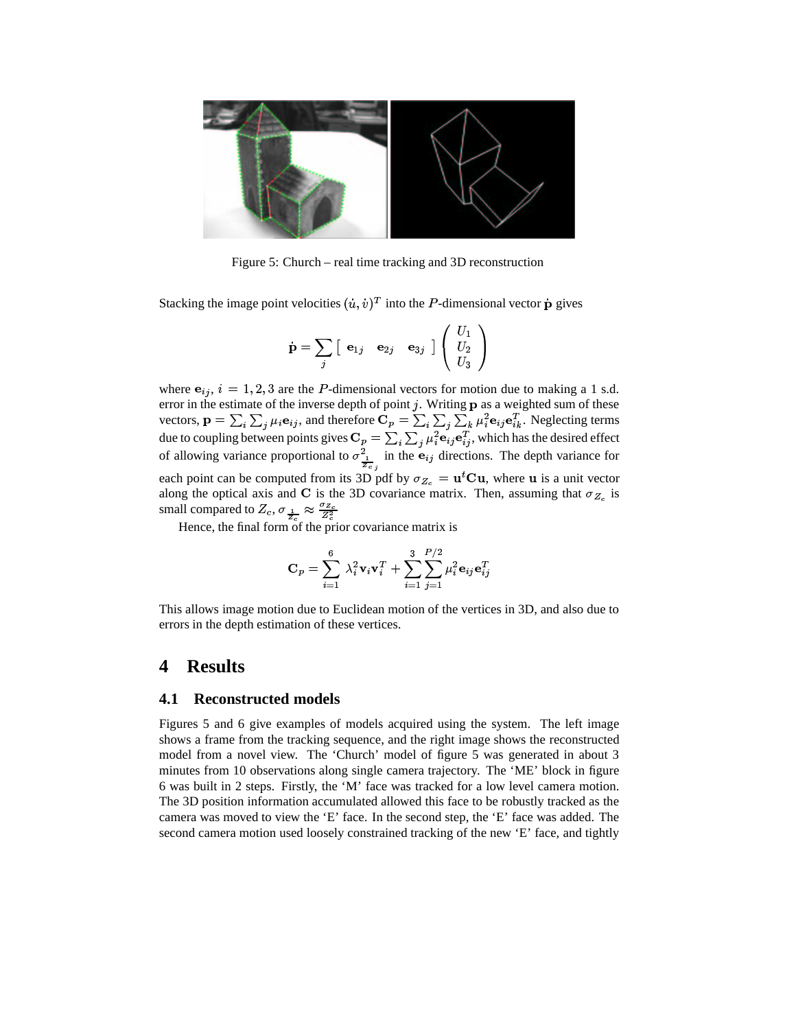Figure 5: Church – real time tracking and 3D reconstruction

Stacking the image point velocities $(\dot{u}, \dot{v})^T$ into the $P$-dimensional vector $\dot{\mathbf{p}}$ gives

$$\dot{\mathbf{p}} = \sum_j \left[ \begin{array}{ccc} \mathbf{e}_{1j} & \mathbf{e}_{2j} & \mathbf{e}_{3j} \end{array} \right] \left( \begin{array}{c} U_1 \\ U_2 \\ U_3 \end{array} \right)$$

where $\mathbf{e}_{ij}$, $i = 1, 2, 3$ are the $P$-dimensional vectors for motion due to making a 1 s.d. error in the estimate of the inverse depth of point $j$. Writing $\mathbf{p}$ as a weighted sum of these vectors, $\mathbf{p} = \sum_i \sum_j \mu_i \mathbf{e}_{ij}$, and therefore $\mathbf{C}_p = \sum_i \sum_j \sum_k \mu_i^2 \mathbf{e}_{ij} \mathbf{e}_{ik}^T$. Neglecting terms due to coupling between points gives $\mathbf{C}_p = \sum_i \sum_j \mu_i^2 \mathbf{e}_{ij} \mathbf{e}_{ij}^T$, which has the desired effect of allowing variance proportional to $\sigma^2_{\frac{1}{Z_c}_j}$ in the $\mathbf{e}_{ij}$ directions. The depth variance for each point can be computed from its 3D pdf by $\sigma_{Z_c} = \mathbf{u}^t \mathbf{C} \mathbf{u}$, where $\mathbf{u}$ is a unit vector along the optical axis and $\mathbf{C}$ is the 3D covariance matrix. Then, assuming that $\sigma_{Z_c}$ is small compared to $Z_c$, $\sigma_{\frac{1}{Z_c}} \approx \frac{\sigma_{Z_c}}{Z_c^2}$

Hence, the final form of the prior covariance matrix is

$$\mathbf{C}_p = \sum_{i=1}^{6} \lambda_i^2 \mathbf{v}_i \mathbf{v}_i^T + \sum_{i=1}^{3} \sum_{j=1}^{P/2} \mu_i^2 \mathbf{e}_{ij} \mathbf{e}_{ij}^T$$

This allows image motion due to Euclidean motion of the vertices in 3D, and also due to errors in the depth estimation of these vertices.

# 4 Results

## 4.1 Reconstructed models

Figures 5 and 6 give examples of models acquired using the system. The left image shows a frame from the tracking sequence, and the right image shows the reconstructed model from a novel view. The 'Church' model of figure 5 was generated in about 3 minutes from 10 observations along single camera trajectory. The 'ME' block in figure 6 was built in 2 steps. Firstly, the 'M' face was tracked for a low level camera motion. The 3D position information accumulated allowed this face to be robustly tracked as the camera was moved to view the 'E' face. In the second step, the 'E' face was added. The second camera motion used loosely constrained tracking of the new 'E' face, and tightly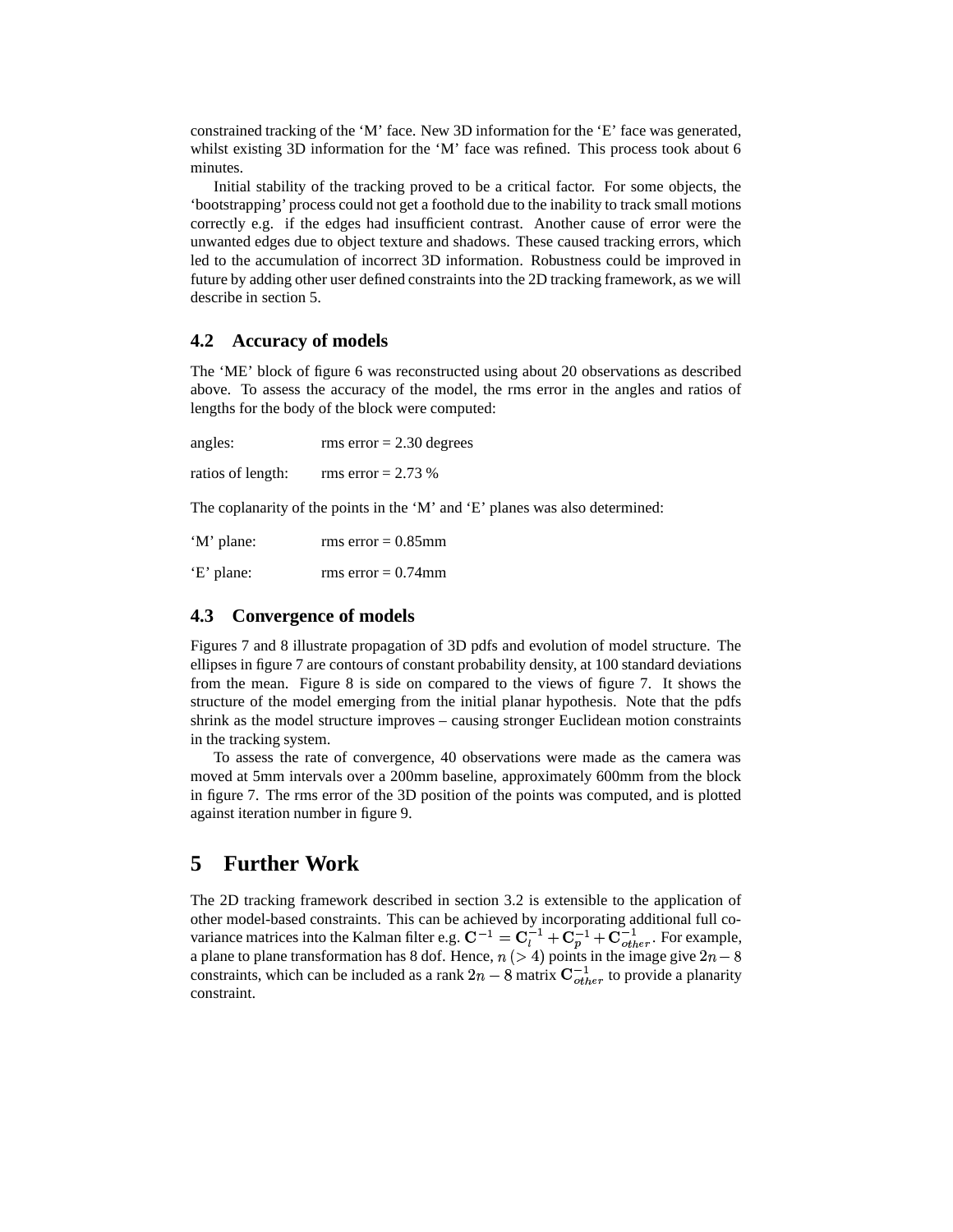constrained tracking of the 'M' face. New 3D information for the 'E' face was generated, whilst existing 3D information for the 'M' face was refined. This process took about 6 minutes.

Initial stability of the tracking proved to be a critical factor. For some objects, the 'bootstrapping' process could not get a foothold due to the inability to track small motions correctly e.g. if the edges had insufficient contrast. Another cause of error were the unwanted edges due to object texture and shadows. These caused tracking errors, which led to the accumulation of incorrect 3D information. Robustness could be improved in future by adding other user defined constraints into the 2D tracking framework, as we will describe in section 5.

### 4.2 Accuracy of models

The 'ME' block of figure 6 was reconstructed using about 20 observations as described above. To assess the accuracy of the model, the rms error in the angles and ratios of lengths for the body of the block were computed:

angles: rms error = 2.30 degrees

ratios of length: rms error = 2.73 %

The coplanarity of the points in the 'M' and 'E' planes was also determined:

'M' plane: rms error = 0.85mm

'E' plane: rms error = 0.74mm

### 4.3 Convergence of models

Figures 7 and 8 illustrate propagation of 3D pdfs and evolution of model structure. The ellipses in figure 7 are contours of constant probability density, at 100 standard deviations from the mean. Figure 8 is side on compared to the views of figure 7. It shows the structure of the model emerging from the initial planar hypothesis. Note that the pdfs shrink as the model structure improves – causing stronger Euclidean motion constraints in the tracking system.

To assess the rate of convergence, 40 observations were made as the camera was moved at 5mm intervals over a 200mm baseline, approximately 600mm from the block in figure 7. The rms error of the 3D position of the points was computed, and is plotted against iteration number in figure 9.

## 5 Further Work

The 2D tracking framework described in section 3.2 is extensible to the application of other model-based constraints. This can be achieved by incorporating additional full covariance matrices into the Kalman filter e.g. $\mathbf{C}^{-1} = \mathbf{C}_l^{-1} + \mathbf{C}_p^{-1} + \mathbf{C}_{other}^{-1}$. For example, a plane to plane transformation has 8 dof. Hence, $n\ (>4)$ points in the image give $2n-8$ constraints, which can be included as a rank $2n-8$ matrix $\mathbf{C}_{other}^{-1}$ to provide a planarity constraint.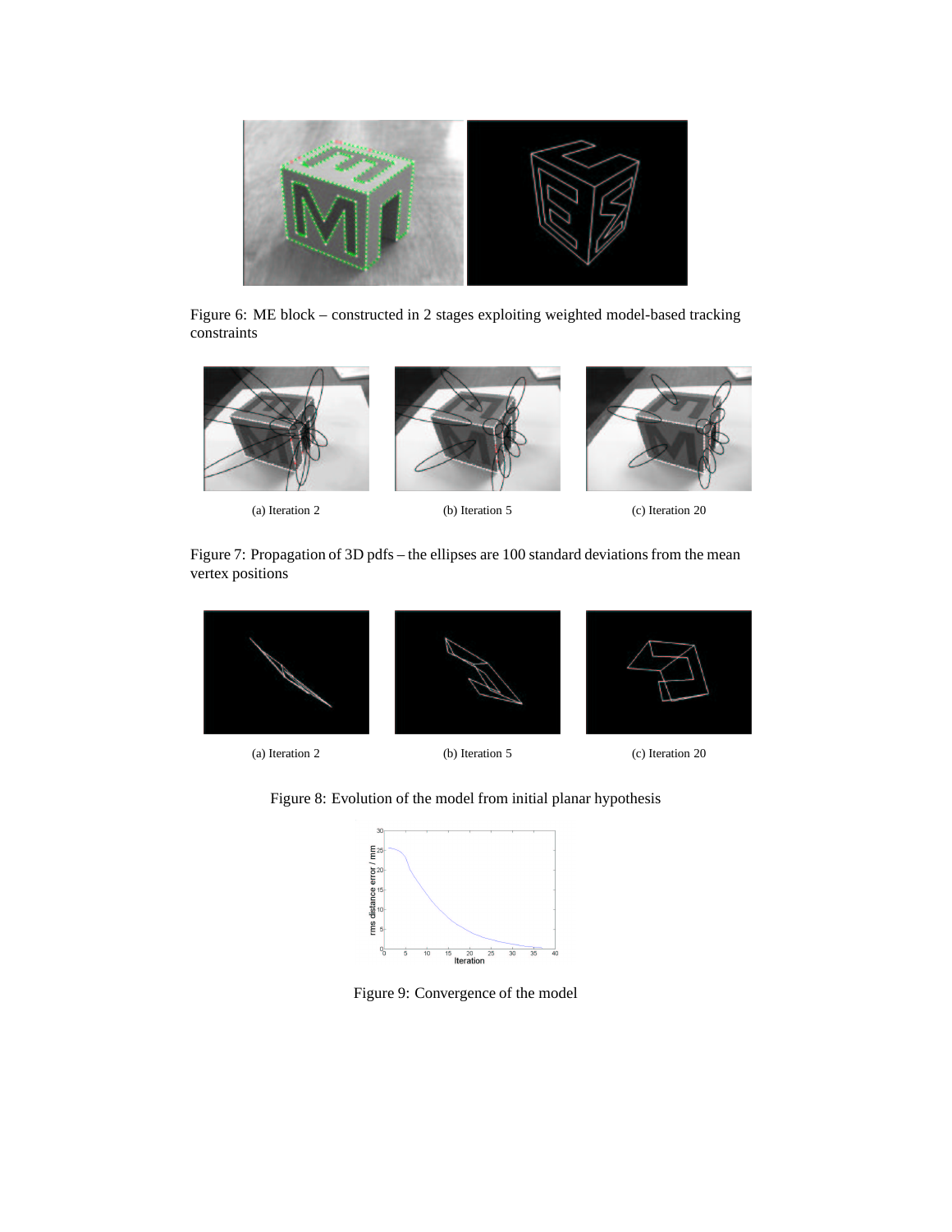Figure 6: ME block – constructed in 2 stages exploiting weighted model-based tracking constraints

(a) Iteration 2

(b) Iteration 5

(c) Iteration 20

Figure 7: Propagation of 3D pdfs – the ellipses are 100 standard deviations from the mean vertex positions

(a) Iteration 2

(b) Iteration 5

(c) Iteration 20

Figure 8: Evolution of the model from initial planar hypothesis

Figure 9: Convergence of the model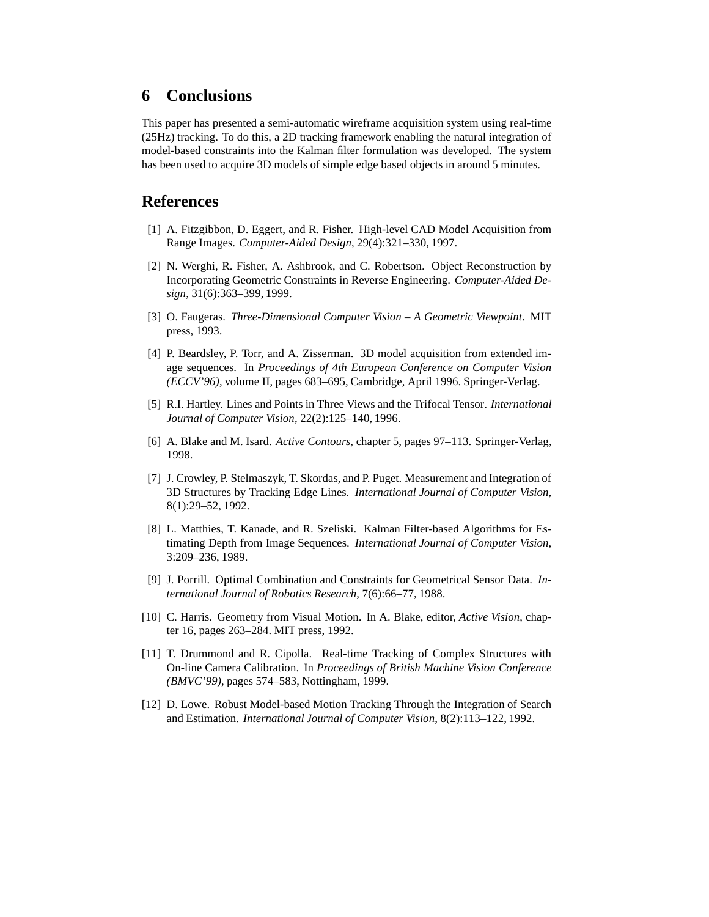## 6 Conclusions

This paper has presented a semi-automatic wireframe acquisition system using real-time (25Hz) tracking. To do this, a 2D tracking framework enabling the natural integration of model-based constraints into the Kalman filter formulation was developed. The system has been used to acquire 3D models of simple edge based objects in around 5 minutes.

## References

[1] A. Fitzgibbon, D. Eggert, and R. Fisher. High-level CAD Model Acquisition from Range Images. *Computer-Aided Design*, 29(4):321–330, 1997.

[2] N. Werghi, R. Fisher, A. Ashbrook, and C. Robertson. Object Reconstruction by Incorporating Geometric Constraints in Reverse Engineering. *Computer-Aided Design*, 31(6):363–399, 1999.

[3] O. Faugeras. *Three-Dimensional Computer Vision – A Geometric Viewpoint*. MIT press, 1993.

[4] P. Beardsley, P. Torr, and A. Zisserman. 3D model acquisition from extended image sequences. In *Proceedings of 4th European Conference on Computer Vision (ECCV'96)*, volume II, pages 683–695, Cambridge, April 1996. Springer-Verlag.

[5] R.I. Hartley. Lines and Points in Three Views and the Trifocal Tensor. *International Journal of Computer Vision*, 22(2):125–140, 1996.

[6] A. Blake and M. Isard. *Active Contours*, chapter 5, pages 97–113. Springer-Verlag, 1998.

[7] J. Crowley, P. Stelmaszyk, T. Skordas, and P. Puget. Measurement and Integration of 3D Structures by Tracking Edge Lines. *International Journal of Computer Vision*, 8(1):29–52, 1992.

[8] L. Matthies, T. Kanade, and R. Szeliski. Kalman Filter-based Algorithms for Estimating Depth from Image Sequences. *International Journal of Computer Vision*, 3:209–236, 1989.

[9] J. Porrill. Optimal Combination and Constraints for Geometrical Sensor Data. *International Journal of Robotics Research*, 7(6):66–77, 1988.

[10] C. Harris. Geometry from Visual Motion. In A. Blake, editor, *Active Vision*, chapter 16, pages 263–284. MIT press, 1992.

[11] T. Drummond and R. Cipolla. Real-time Tracking of Complex Structures with On-line Camera Calibration. In *Proceedings of British Machine Vision Conference (BMVC'99)*, pages 574–583, Nottingham, 1999.

[12] D. Lowe. Robust Model-based Motion Tracking Through the Integration of Search and Estimation. *International Journal of Computer Vision*, 8(2):113–122, 1992.